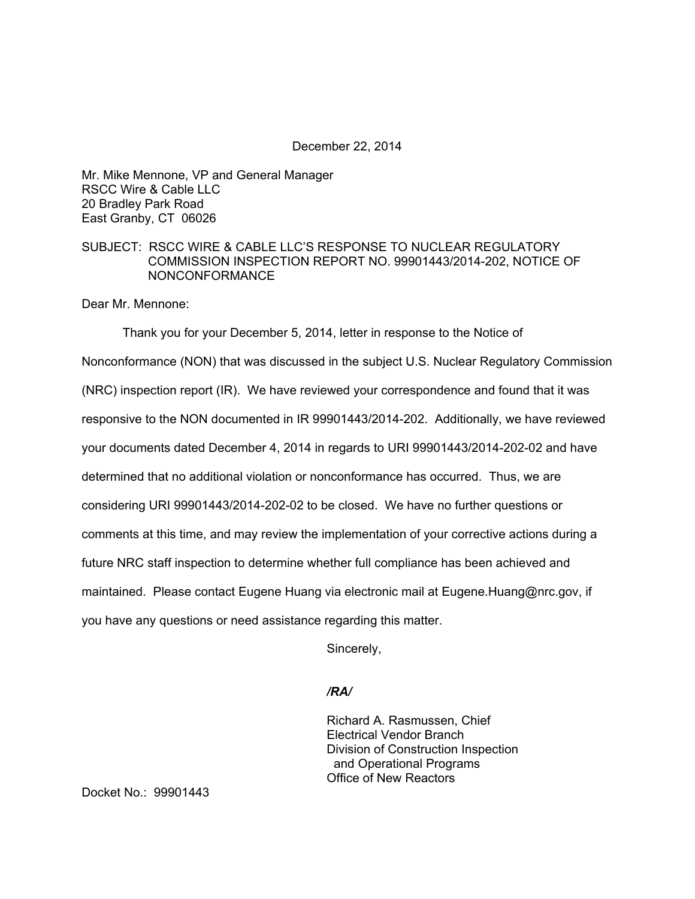December 22, 2014

Mr. Mike Mennone, VP and General Manager
RSCC Wire & Cable LLC
20 Bradley Park Road
East Granby, CT 06026

SUBJECT: RSCC WIRE & CABLE LLC'S RESPONSE TO NUCLEAR REGULATORY COMMISSION INSPECTION REPORT NO. 99901443/2014-202, NOTICE OF NONCONFORMANCE

Dear Mr. Mennone:

Thank you for your December 5, 2014, letter in response to the Notice of Nonconformance (NON) that was discussed in the subject U.S. Nuclear Regulatory Commission (NRC) inspection report (IR). We have reviewed your correspondence and found that it was responsive to the NON documented in IR 99901443/2014-202. Additionally, we have reviewed your documents dated December 4, 2014 in regards to URI 99901443/2014-202-02 and have determined that no additional violation or nonconformance has occurred. Thus, we are considering URI 99901443/2014-202-02 to be closed. We have no further questions or comments at this time, and may review the implementation of your corrective actions during a future NRC staff inspection to determine whether full compliance has been achieved and maintained. Please contact Eugene Huang via electronic mail at Eugene.Huang@nrc.gov, if you have any questions or need assistance regarding this matter.

Sincerely,

*/RA/*

Richard A. Rasmussen, Chief
Electrical Vendor Branch
Division of Construction Inspection
and Operational Programs
Office of New Reactors

Docket No.: 99901443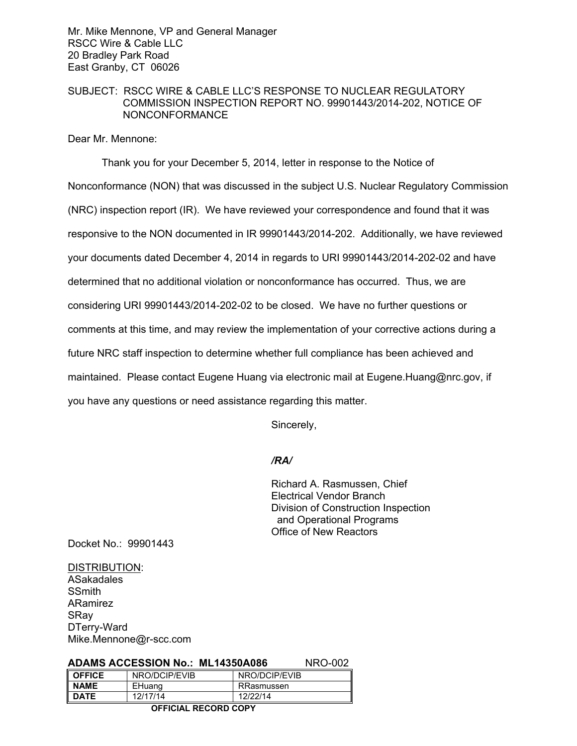Mr. Mike Mennone, VP and General Manager
RSCC Wire & Cable LLC
20 Bradley Park Road
East Granby, CT 06026

SUBJECT: RSCC WIRE & CABLE LLC'S RESPONSE TO NUCLEAR REGULATORY COMMISSION INSPECTION REPORT NO. 99901443/2014-202, NOTICE OF NONCONFORMANCE

Dear Mr. Mennone:

Thank you for your December 5, 2014, letter in response to the Notice of Nonconformance (NON) that was discussed in the subject U.S. Nuclear Regulatory Commission (NRC) inspection report (IR). We have reviewed your correspondence and found that it was responsive to the NON documented in IR 99901443/2014-202. Additionally, we have reviewed your documents dated December 4, 2014 in regards to URI 99901443/2014-202-02 and have determined that no additional violation or nonconformance has occurred. Thus, we are considering URI 99901443/2014-202-02 to be closed. We have no further questions or comments at this time, and may review the implementation of your corrective actions during a future NRC staff inspection to determine whether full compliance has been achieved and maintained. Please contact Eugene Huang via electronic mail at Eugene.Huang@nrc.gov, if you have any questions or need assistance regarding this matter.

Sincerely,

*/RA/*

Richard A. Rasmussen, Chief
Electrical Vendor Branch
Division of Construction Inspection
and Operational Programs
Office of New Reactors

Docket No.: 99901443

DISTRIBUTION:
ASakadales
SSmith
ARamirez
SRay
DTerry-Ward
Mike.Mennone@r-scc.com

**ADAMS ACCESSION No.: ML14350A086** NRO-002

| | | |
|---|---|---|
| **OFFICE** | NRO/DCIP/EVIB | NRO/DCIP/EVIB |
| **NAME** | EHuang | RRasmussen |
| **DATE** | 12/17/14 | 12/22/14 |

**OFFICIAL RECORD COPY**